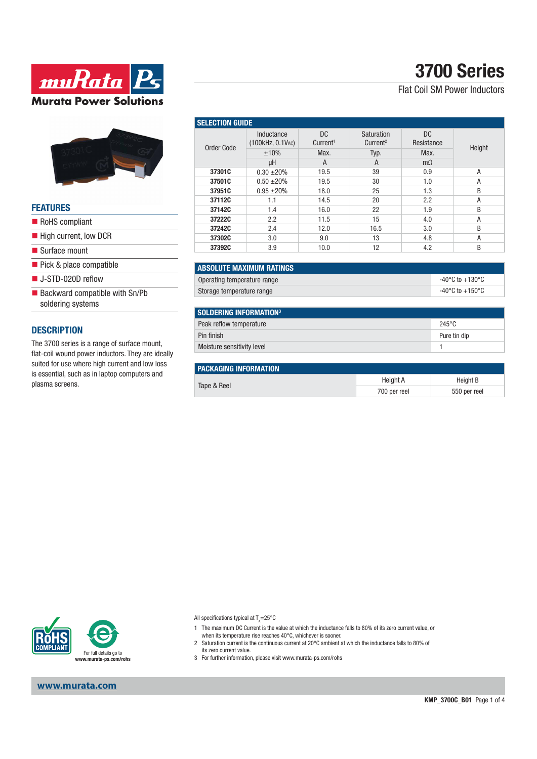# 3700 Series

Flat Coil SM Power Inductors

## FEATURES

- RoHS compliant
- High current, low DCR
- Surface mount
- Pick & place compatible
- J-STD-020D reflow
- Backward compatible with Sn/Pb soldering systems

## DESCRIPTION

The 3700 series is a range of surface mount, flat-coil wound power inductors. They are ideally suited for use where high current and low loss is essential, such as in laptop computers and plasma screens.

## SELECTION GUIDE

| Order Code | Inductance (100kHz, 0.1VAC) | DC Current[1] | Saturation Current[2] | DC Resistance | Height |
|---|---|---|---|---|---|
| | ±10% | Max. | Typ. | Max. | |
| | μH | A | A | mΩ | |
| **37301C** | 0.30 ±20% | 19.5 | 39 | 0.9 | A |
| **37501C** | 0.50 ±20% | 19.5 | 30 | 1.0 | A |
| **37951C** | 0.95 ±20% | 18.0 | 25 | 1.3 | B |
| **37112C** | 1.1 | 14.5 | 20 | 2.2 | A |
| **37142C** | 1.4 | 16.0 | 22 | 1.9 | B |
| **37222C** | 2.2 | 11.5 | 15 | 4.0 | A |
| **37242C** | 2.4 | 12.0 | 16.5 | 3.0 | B |
| **37302C** | 3.0 | 9.0 | 13 | 4.8 | A |
| **37392C** | 3.9 | 10.0 | 12 | 4.2 | B |

## ABSOLUTE MAXIMUM RATINGS

| | |
|---|---|
| Operating temperature range | -40°C to +130°C |
| Storage temperature range | -40°C to +150°C |

## SOLDERING INFORMATION[3]

| | |
|---|---|
| Peak reflow temperature | 245°C |
| Pin finish | Pure tin dip |
| Moisture sensitivity level | 1 |

## PACKAGING INFORMATION

| | Height A | Height B |
|---|---|---|
| Tape & Reel | 700 per reel | 550 per reel |

For full details go to **www.murata-ps.com/rohs**

All specifications typical at $T_A$=25°C

1 The maximum DC Current is the value at which the inductance falls to 80% of its zero current value, or when its temperature rise reaches 40°C, whichever is sooner.

2 Saturation current is the continuous current at 20°C ambient at which the inductance falls to 80% of its zero current value.

3 For further information, please visit www.murata-ps.com/rohs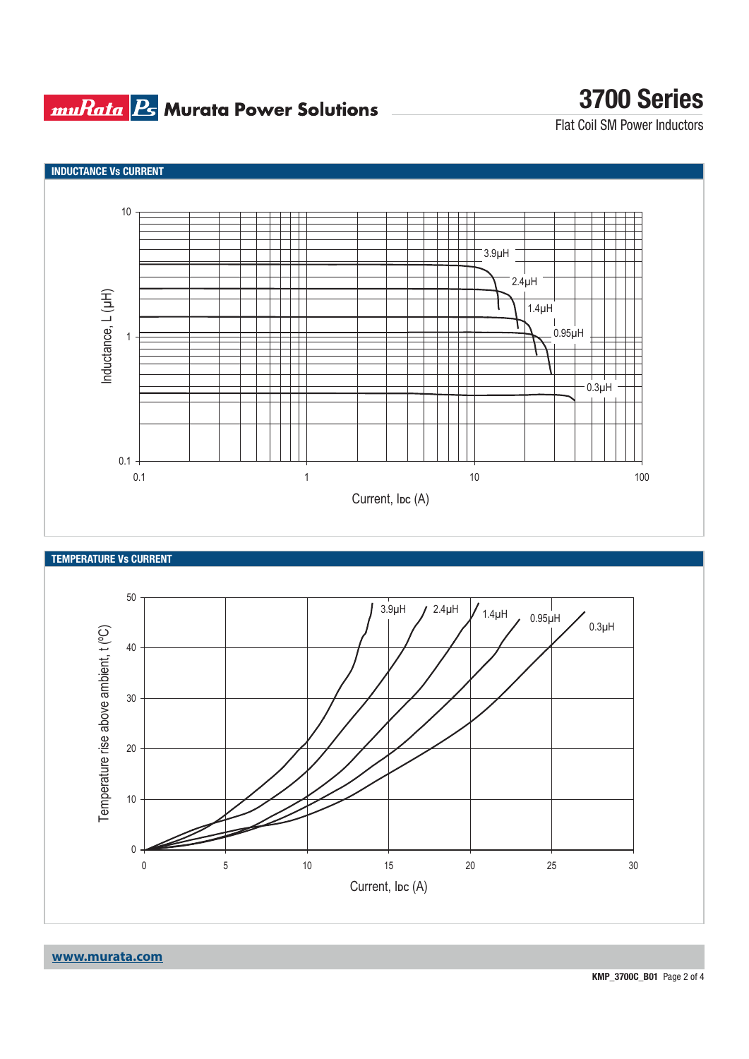## INDUCTANCE Vs CURRENT

Inductance, L (µH)

10

1

0.1

0.1 1 10 100

Current, $I_{DC}$ (A)

3.9µH
2.4µH
1.4µH
0.95µH
0.3µH

## TEMPERATURE Vs CURRENT

Temperature rise above ambient, t (ºC)

50
40
30
20
10
0

0 5 10 15 20 25 30

Current, $I_{DC}$ (A)

3.9µH
2.4µH
1.4µH
0.95µH
0.3µH

www.murata.com

KMP_3700C_B01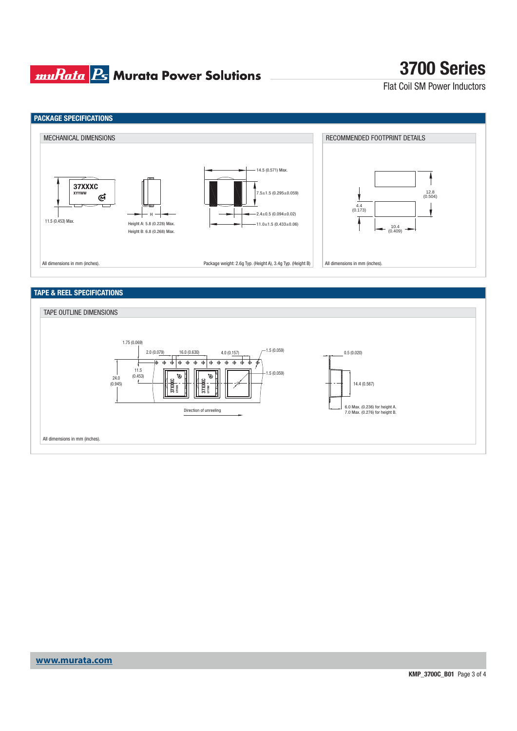## PACKAGE SPECIFICATIONS

### MECHANICAL DIMENSIONS

37XXXC
XYYWW

11.5 (0.453) Max.

H

Height A: 5.8 (0.228) Max.
Height B: 6.8 (0.268) Max.

14.5 (0.571) Max.

7.5±1.5 (0.295±0.059)

2.4±0.5 (0.094±0.02)

11.0±1.5 (0.433±0.06)

All dimensions in mm (inches).

Package weight: 2.6g Typ. (Height A), 3.4g Typ. (Height B)

### RECOMMENDED FOOTPRINT DETAILS

12.8 (0.504)

4.4 (0.173)

10.4 (0.409)

All dimensions in mm (inches).

## TAPE & REEL SPECIFICATIONS

### TAPE OUTLINE DIMENSIONS

1.75 (0.069)

2.0 (0.079)

16.0 (0.630)

4.0 (0.157)

1.5 (0.059)

1.5 (0.059)

24.0 (0.945)

11.5 (0.453)

Direction of unreeling

0.5 (0.020)

14.4 (0.567)

6.0 Max. (0.236) for height A.
7.0 Max. (0.276) for height B.

All dimensions in mm (inches).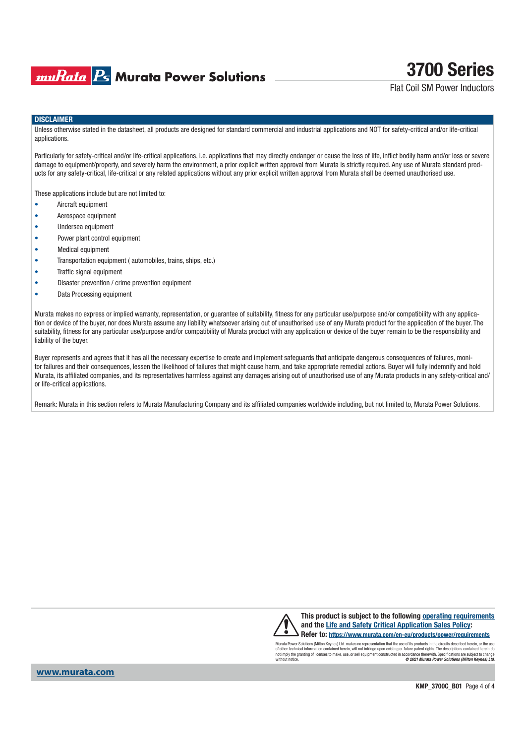## DISCLAIMER

Unless otherwise stated in the datasheet, all products are designed for standard commercial and industrial applications and NOT for safety-critical and/or life-critical applications.

Particularly for safety-critical and/or life-critical applications, i.e. applications that may directly endanger or cause the loss of life, inflict bodily harm and/or loss or severe damage to equipment/property, and severely harm the environment, a prior explicit written approval from Murata is strictly required. Any use of Murata standard products for any safety-critical, life-critical or any related applications without any prior explicit written approval from Murata shall be deemed unauthorised use.

These applications include but are not limited to:

- Aircraft equipment
- Aerospace equipment
- Undersea equipment
- Power plant control equipment
- Medical equipment
- Transportation equipment ( automobiles, trains, ships, etc.)
- Traffic signal equipment
- Disaster prevention / crime prevention equipment
- Data Processing equipment

Murata makes no express or implied warranty, representation, or guarantee of suitability, fitness for any particular use/purpose and/or compatibility with any application or device of the buyer, nor does Murata assume any liability whatsoever arising out of unauthorised use of any Murata product for the application of the buyer. The suitability, fitness for any particular use/purpose and/or compatibility of Murata product with any application or device of the buyer remain to be the responsibility and liability of the buyer.

Buyer represents and agrees that it has all the necessary expertise to create and implement safeguards that anticipate dangerous consequences of failures, monitor failures and their consequences, lessen the likelihood of failures that might cause harm, and take appropriate remedial actions. Buyer will fully indemnify and hold Murata, its affiliated companies, and its representatives harmless against any damages arising out of unauthorised use of any Murata products in any safety-critical and/or life-critical applications.

Remark: Murata in this section refers to Murata Manufacturing Company and its affiliated companies worldwide including, but not limited to, Murata Power Solutions.

**This product is subject to the following operating requirements and the Life and Safety Critical Application Sales Policy:**
**Refer to: https://www.murata.com/en-eu/products/power/requirements**

Murata Power Solutions (Milton Keynes) Ltd. makes no representation that the use of its products in the circuits described herein, or the use of other technical information contained herein, will not infringe upon existing or future patent rights. The descriptions contained herein do not imply the granting of licenses to make, use, or sell equipment constructed in accordance therewith. Specifications are subject to change without notice. *© 2021 Murata Power Solutions (Milton Keynes) Ltd.*

KMP_3700C_B01